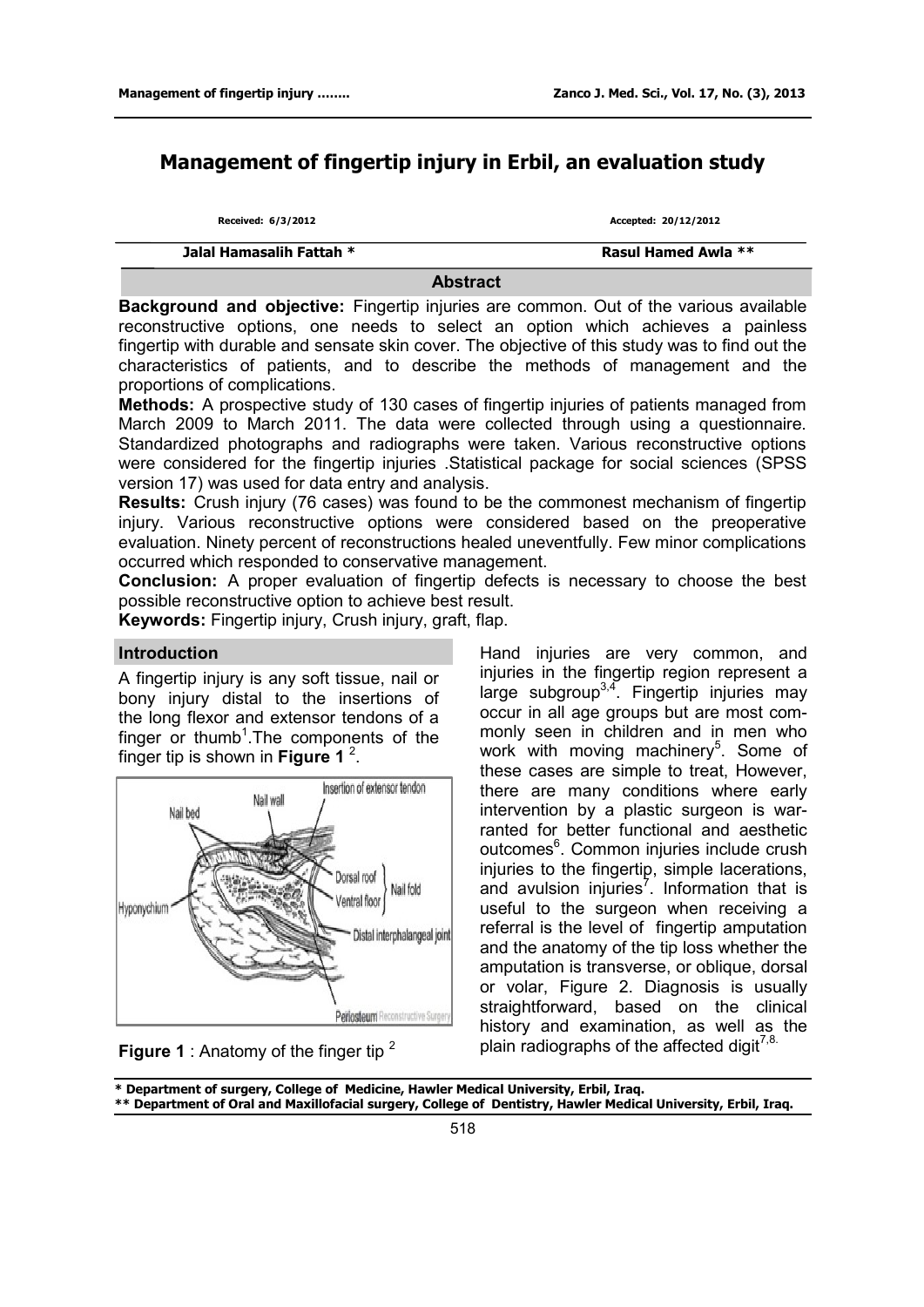# Management of fingertip injury in Erbil, an evaluation study

Received: 6/3/2012 Accepted: 20/12/2012

**Jalal Hamasalih Fattah *** **Rasul Hamed Awla ****

## Abstract

**Background and objective:** Fingertip injuries are common. Out of the various available reconstructive options, one needs to select an option which achieves a painless fingertip with durable and sensate skin cover. The objective of this study was to find out the characteristics of patients, and to describe the methods of management and the proportions of complications.

**Methods:** A prospective study of 130 cases of fingertip injuries of patients managed from March 2009 to March 2011. The data were collected through using a questionnaire. Standardized photographs and radiographs were taken. Various reconstructive options were considered for the fingertip injuries .Statistical package for social sciences (SPSS version 17) was used for data entry and analysis.

**Results:** Crush injury (76 cases) was found to be the commonest mechanism of fingertip injury. Various reconstructive options were considered based on the preoperative evaluation. Ninety percent of reconstructions healed uneventfully. Few minor complications occurred which responded to conservative management.

**Conclusion:** A proper evaluation of fingertip defects is necessary to choose the best possible reconstructive option to achieve best result.

**Keywords:** Fingertip injury, Crush injury, graft, flap.

## Introduction

A fingertip injury is any soft tissue, nail or bony injury distal to the insertions of the long flexor and extensor tendons of a finger or thumb[1].The components of the finger tip is shown in **Figure 1** [2].

**Figure 1** : Anatomy of the finger tip [2]

Hand injuries are very common, and injuries in the fingertip region represent a large subgroup[3,4]. Fingertip injuries may occur in all age groups but are most commonly seen in children and in men who work with moving machinery[5]. Some of these cases are simple to treat, However, there are many conditions where early intervention by a plastic surgeon is warranted for better functional and aesthetic outcomes[6]. Common injuries include crush injuries to the fingertip, simple lacerations, and avulsion injuries[7]. Information that is useful to the surgeon when receiving a referral is the level of fingertip amputation and the anatomy of the tip loss whether the amputation is transverse, or oblique, dorsal or volar, Figure 2. Diagnosis is usually straightforward, based on the clinical history and examination, as well as the plain radiographs of the affected digit[7,8].

---

\* Department of surgery, College of Medicine, Hawler Medical University, Erbil, Iraq.

\*\* Department of Oral and Maxillofacial surgery, College of Dentistry, Hawler Medical University, Erbil, Iraq.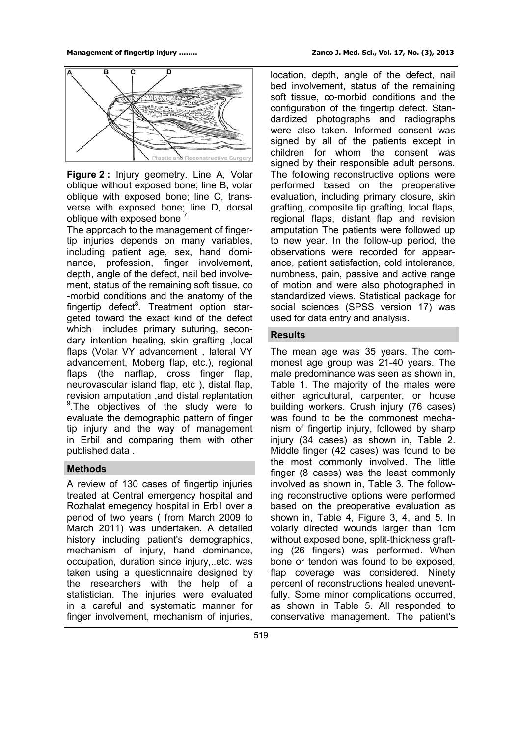**Figure 2 :** Injury geometry. Line A, Volar oblique without exposed bone; line B, volar oblique with exposed bone; line C, transverse with exposed bone; line D, dorsal oblique with exposed bone [7].

The approach to the management of fingertip injuries depends on many variables, including patient age, sex, hand dominance, profession, finger involvement, depth, angle of the defect, nail bed involvement, status of the remaining soft tissue, co-morbid conditions and the anatomy of the fingertip defect[8]. Treatment option stargeted toward the exact kind of the defect which includes primary suturing, secondary intention healing, skin grafting ,local flaps (Volar VY advancement , lateral VY advancement, Moberg flap, etc.), regional flaps (the narflap, cross finger flap, neurovascular island flap, etc ), distal flap, revision amputation ,and distal replantation [9].The objectives of the study were to evaluate the demographic pattern of finger tip injury and the way of management in Erbil and comparing them with other published data .

## Methods

A review of 130 cases of fingertip injuries treated at Central emergency hospital and Rozhalat emegency hospital in Erbil over a period of two years ( from March 2009 to March 2011) was undertaken. A detailed history including patient's demographics, mechanism of injury, hand dominance, occupation, duration since injury,..etc. was taken using a questionnaire designed by the researchers with the help of a statistician. The injuries were evaluated in a careful and systematic manner for finger involvement, mechanism of injuries, location, depth, angle of the defect, nail bed involvement, status of the remaining soft tissue, co-morbid conditions and the configuration of the fingertip defect. Standardized photographs and radiographs were also taken. Informed consent was signed by all of the patients except in children for whom the consent was signed by their responsible adult persons. The following reconstructive options were performed based on the preoperative evaluation, including primary closure, skin grafting, composite tip grafting, local flaps, regional flaps, distant flap and revision amputation The patients were followed up to new year. In the follow-up period, the observations were recorded for appearance, patient satisfaction, cold intolerance, numbness, pain, passive and active range of motion and were also photographed in standardized views. Statistical package for social sciences (SPSS version 17) was used for data entry and analysis.

## Results

The mean age was 35 years. The commonest age group was 21-40 years. The male predominance was seen as shown in, Table 1. The majority of the males were either agricultural, carpenter, or house building workers. Crush injury (76 cases) was found to be the commonest mechanism of fingertip injury, followed by sharp injury (34 cases) as shown in, Table 2. Middle finger (42 cases) was found to be the most commonly involved. The little finger (8 cases) was the least commonly involved as shown in, Table 3. The following reconstructive options were performed based on the preoperative evaluation as shown in, Table 4, Figure 3, 4, and 5. In volarly directed wounds larger than 1cm without exposed bone, split-thickness grafting (26 fingers) was performed. When bone or tendon was found to be exposed, flap coverage was considered. Ninety percent of reconstructions healed uneventfully. Some minor complications occurred, as shown in Table 5. All responded to conservative management. The patient's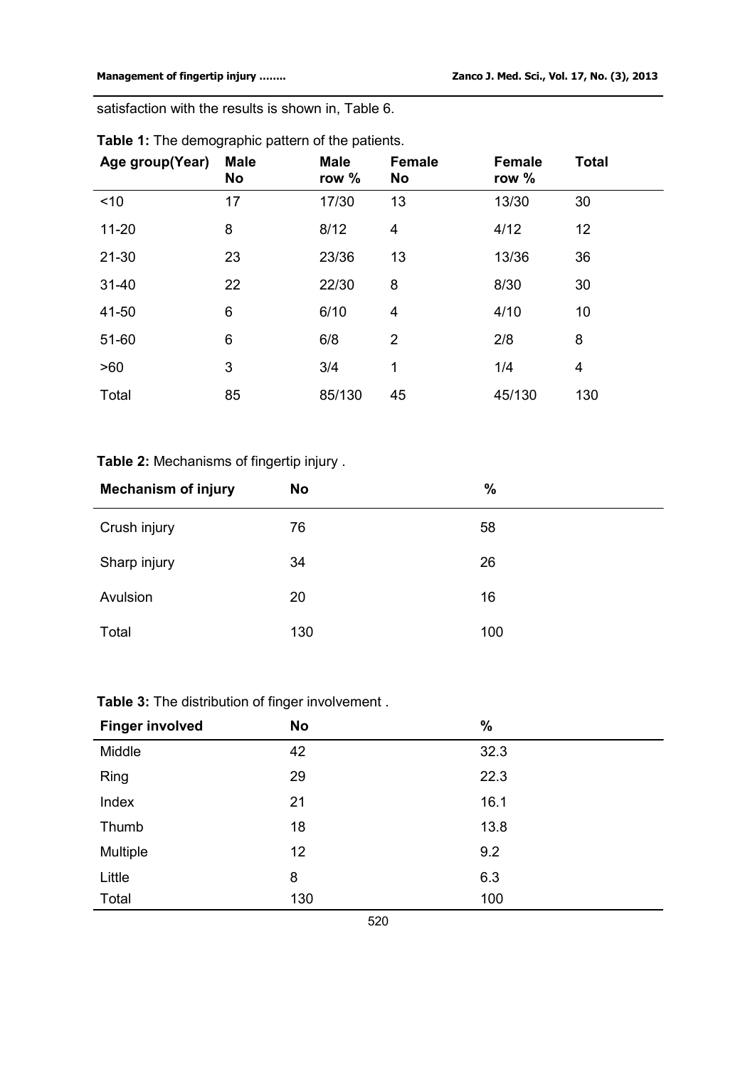satisfaction with the results is shown in, Table 6.

**Table 1:** The demographic pattern of the patients.

| Age group(Year) | Male No | Male row % | Female No | Female row % | Total |
|---|---|---|---|---|---|
| <10 | 17 | 17/30 | 13 | 13/30 | 30 |
| 11-20 | 8 | 8/12 | 4 | 4/12 | 12 |
| 21-30 | 23 | 23/36 | 13 | 13/36 | 36 |
| 31-40 | 22 | 22/30 | 8 | 8/30 | 30 |
| 41-50 | 6 | 6/10 | 4 | 4/10 | 10 |
| 51-60 | 6 | 6/8 | 2 | 2/8 | 8 |
| >60 | 3 | 3/4 | 1 | 1/4 | 4 |
| Total | 85 | 85/130 | 45 | 45/130 | 130 |

**Table 2:** Mechanisms of fingertip injury .

| Mechanism of injury | No | % |
|---|---|---|
| Crush injury | 76 | 58 |
| Sharp injury | 34 | 26 |
| Avulsion | 20 | 16 |
| Total | 130 | 100 |

**Table 3:** The distribution of finger involvement .

| Finger involved | No | % |
|---|---|---|
| Middle | 42 | 32.3 |
| Ring | 29 | 22.3 |
| Index | 21 | 16.1 |
| Thumb | 18 | 13.8 |
| Multiple | 12 | 9.2 |
| Little | 8 | 6.3 |
| Total | 130 | 100 |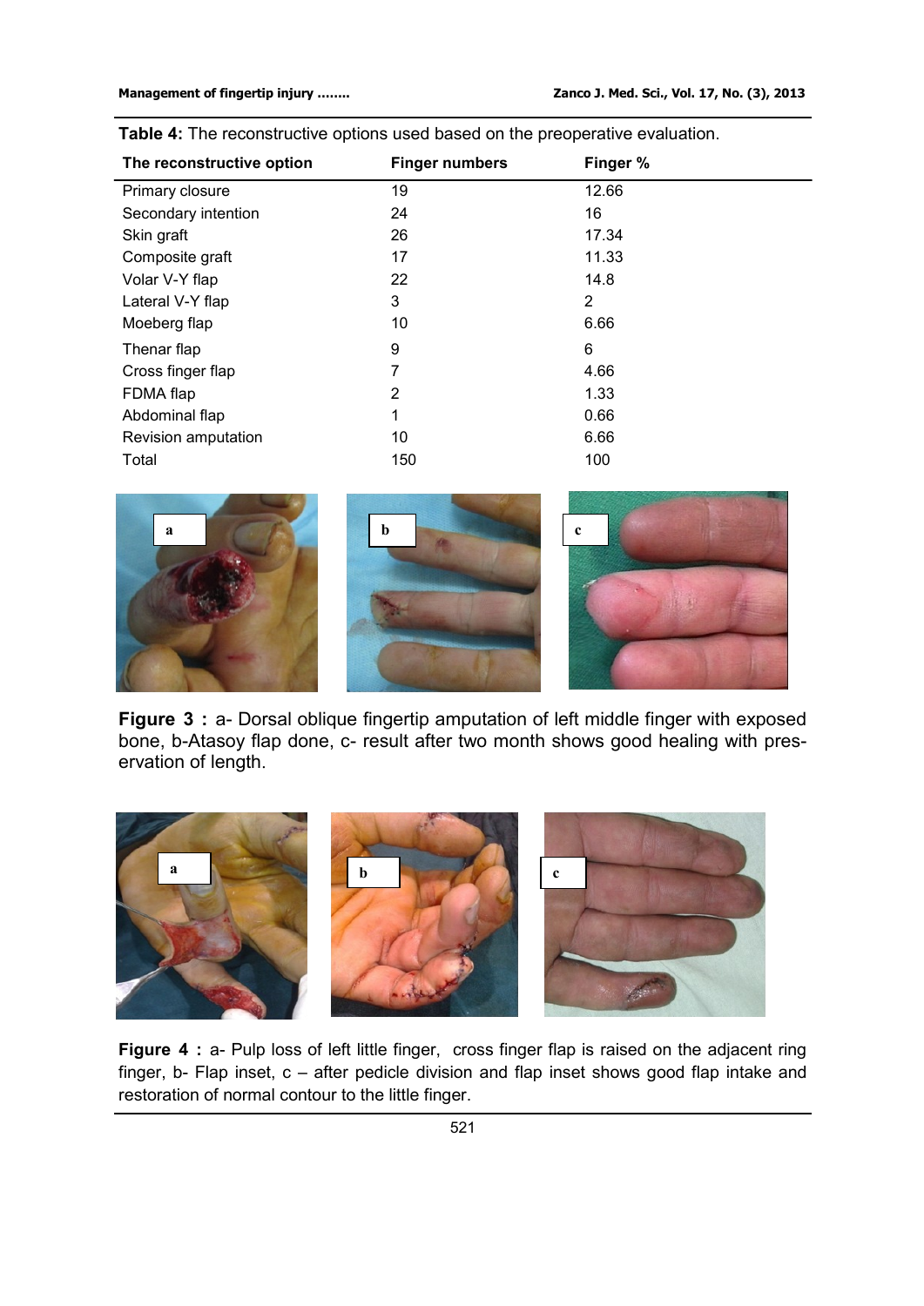**Table 4:** The reconstructive options used based on the preoperative evaluation.

| The reconstructive option | Finger numbers | Finger % |
|---|---|---|
| Primary closure | 19 | 12.66 |
| Secondary intention | 24 | 16 |
| Skin graft | 26 | 17.34 |
| Composite graft | 17 | 11.33 |
| Volar V-Y flap | 22 | 14.8 |
| Lateral V-Y flap | 3 | 2 |
| Moeberg flap | 10 | 6.66 |
| Thenar flap | 9 | 6 |
| Cross finger flap | 7 | 4.66 |
| FDMA flap | 2 | 1.33 |
| Abdominal flap | 1 | 0.66 |
| Revision amputation | 10 | 6.66 |
| Total | 150 | 100 |

**Figure 3 :** a- Dorsal oblique fingertip amputation of left middle finger with exposed bone, b-Atasoy flap done, c- result after two month shows good healing with preservation of length.

**Figure 4 :** a- Pulp loss of left little finger, cross finger flap is raised on the adjacent ring finger, b- Flap inset, c – after pedicle division and flap inset shows good flap intake and restoration of normal contour to the little finger.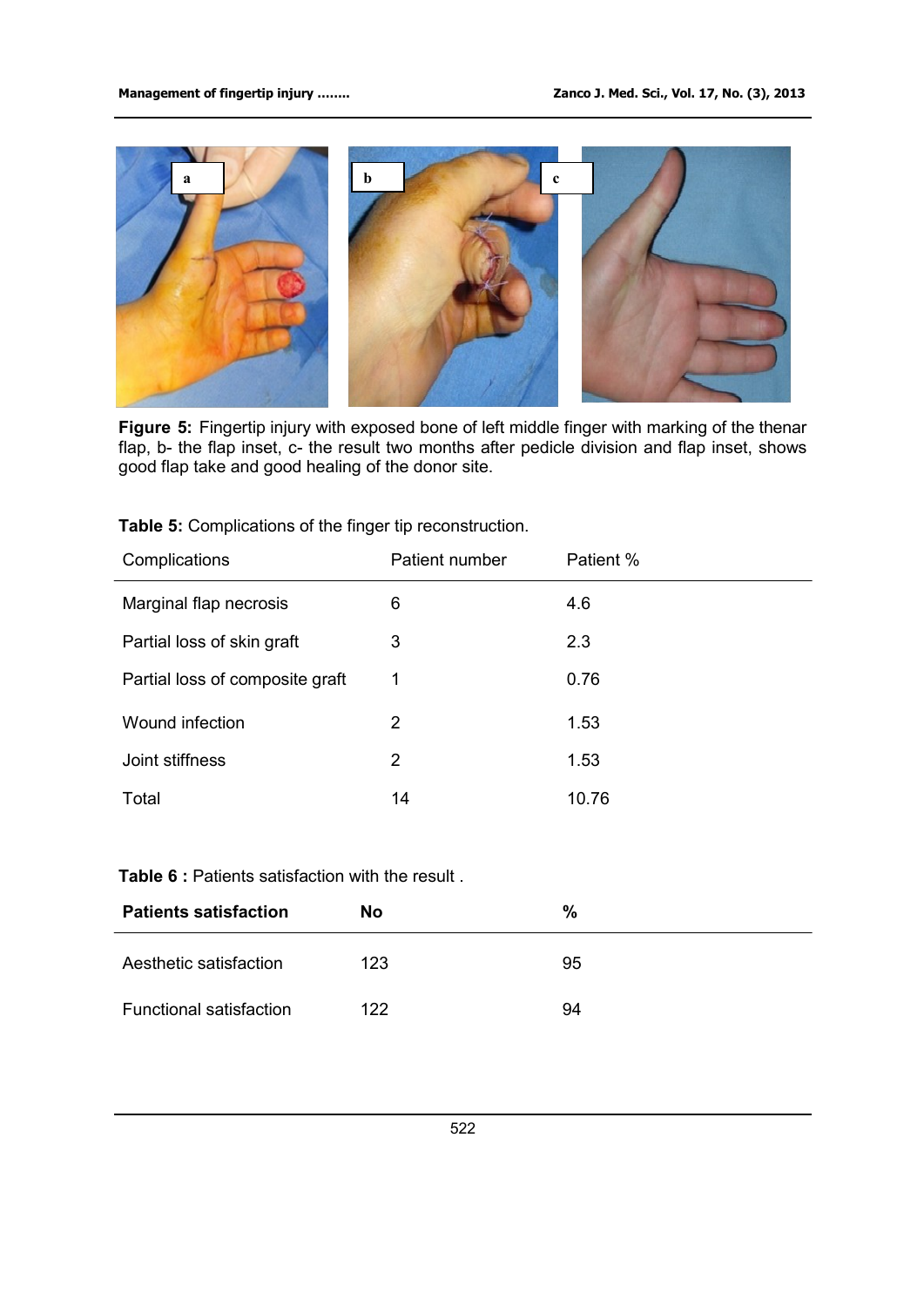**Figure 5:** Fingertip injury with exposed bone of left middle finger with marking of the thenar flap, b- the flap inset, c- the result two months after pedicle division and flap inset, shows good flap take and good healing of the donor site.

**Table 5:** Complications of the finger tip reconstruction.

| Complications | Patient number | Patient % |
|---|---|---|
| Marginal flap necrosis | 6 | 4.6 |
| Partial loss of skin graft | 3 | 2.3 |
| Partial loss of composite graft | 1 | 0.76 |
| Wound infection | 2 | 1.53 |
| Joint stiffness | 2 | 1.53 |
| Total | 14 | 10.76 |

**Table 6 :** Patients satisfaction with the result .

| **Patients satisfaction** | **No** | **%** |
|---|---|---|
| Aesthetic satisfaction | 123 | 95 |
| Functional satisfaction | 122 | 94 |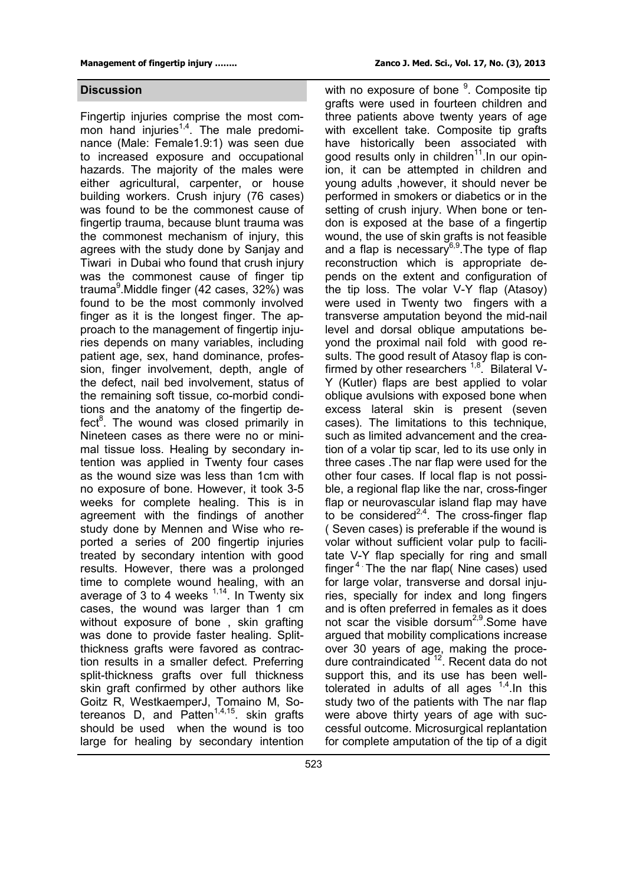## Discussion

Fingertip injuries comprise the most common hand injuries[1,4]. The male predominance (Male: Female1.9:1) was seen due to increased exposure and occupational hazards. The majority of the males were either agricultural, carpenter, or house building workers. Crush injury (76 cases) was found to be the commonest cause of fingertip trauma, because blunt trauma was the commonest mechanism of injury, this agrees with the study done by Sanjay and Tiwari in Dubai who found that crush injury was the commonest cause of finger tip trauma[9].Middle finger (42 cases, 32%) was found to be the most commonly involved finger as it is the longest finger. The approach to the management of fingertip injuries depends on many variables, including patient age, sex, hand dominance, professsion, finger involvement, depth, angle of the defect, nail bed involvement, status of the remaining soft tissue, co-morbid conditions and the anatomy of the fingertip defect[8]. The wound was closed primarily in Nineteen cases as there were no or minimal tissue loss. Healing by secondary intention was applied in Twenty four cases as the wound size was less than 1cm with no exposure of bone. However, it took 3-5 weeks for complete healing. This is in agreement with the findings of another study done by Mennen and Wise who reported a series of 200 fingertip injuries treated by secondary intention with good results. However, there was a prolonged time to complete wound healing, with an average of 3 to 4 weeks [1,14]. In Twenty six cases, the wound was larger than 1 cm without exposure of bone , skin grafting was done to provide faster healing. Split-thickness grafts were favored as contraction results in a smaller defect. Preferring split-thickness grafts over full thickness skin graft confirmed by other authors like Goitz R, WestkaemperJ, Tomaino M, Sotereanos D, and Patten[1,4,15]. skin grafts should be used when the wound is too large for healing by secondary intention with no exposure of bone [9]. Composite tip grafts were used in fourteen children and three patients above twenty years of age with excellent take. Composite tip grafts have historically been associated with good results only in children[11].In our opinion, it can be attempted in children and young adults ,however, it should never be performed in smokers or diabetics or in the setting of crush injury. When bone or tendon is exposed at the base of a fingertip wound, the use of skin grafts is not feasible and a flap is necessary[6,9].The type of flap reconstruction which is appropriate depends on the extent and configuration of the tip loss. The volar V-Y flap (Atasoy) were used in Twenty two fingers with a transverse amputation beyond the mid-nail level and dorsal oblique amputations beyond the proximal nail fold with good results. The good result of Atasoy flap is confirmed by other researchers [1,8]. Bilateral V-Y (Kutler) flaps are best applied to volar oblique avulsions with exposed bone when excess lateral skin is present (seven cases). The limitations to this technique, such as limited advancement and the creation of a volar tip scar, led to its use only in three cases .The nar flap were used for the other four cases. If local flap is not possible, a regional flap like the nar, cross-finger flap or neurovascular island flap may have to be considered[2,4]. The cross-finger flap ( Seven cases) is preferable if the wound is volar without sufficient volar pulp to facilitate V-Y flap specially for ring and small finger[4]. The the nar flap( Nine cases) used for large volar, transverse and dorsal injuries, specially for index and long fingers and is often preferred in females as it does not scar the visible dorsum[2,9].Some have argued that mobility complications increase over 30 years of age, making the procedure contraindicated [12]. Recent data do not support this, and its use has been well-tolerated in adults of all ages [1,4].In this study two of the patients with The nar flap were above thirty years of age with successful outcome. Microsurgical replantation for complete amputation of the tip of a digit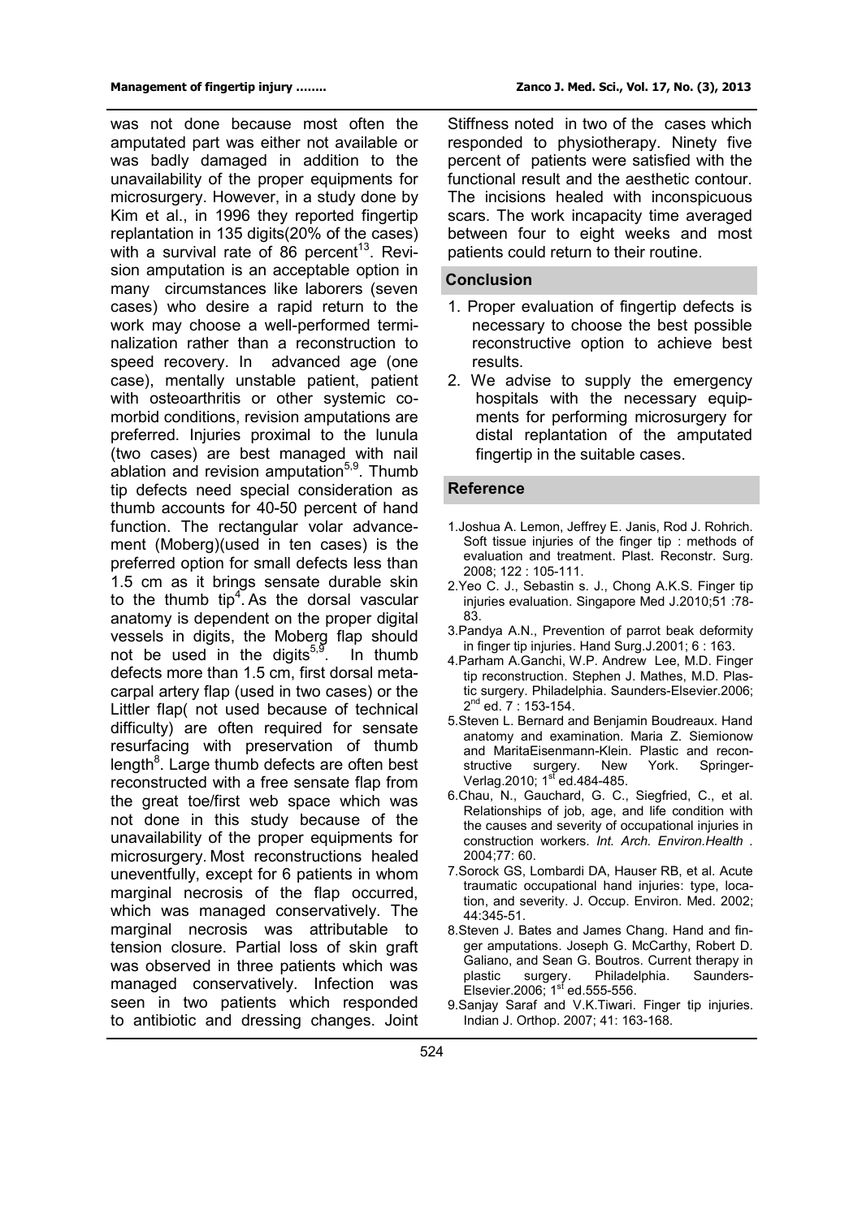was not done because most often the amputated part was either not available or was badly damaged in addition to the unavailability of the proper equipments for microsurgery. However, in a study done by Kim et al., in 1996 they reported fingertip replantation in 135 digits(20% of the cases) with a survival rate of 86 percent[13]. Revision amputation is an acceptable option in many circumstances like laborers (seven cases) who desire a rapid return to the work may choose a well-performed terminalization rather than a reconstruction to speed recovery. In advanced age (one case), mentally unstable patient, patient with osteoarthritis or other systemic comorbid conditions, revision amputations are preferred. Injuries proximal to the lunula (two cases) are best managed with nail ablation and revision amputation[5,9]. Thumb tip defects need special consideration as thumb accounts for 40-50 percent of hand function. The rectangular volar advancement (Moberg)(used in ten cases) is the preferred option for small defects less than 1.5 cm as it brings sensate durable skin to the thumb tip[4]. As the dorsal vascular anatomy is dependent on the proper digital vessels in digits, the Moberg flap should not be used in the digits[5,9]. In thumb defects more than 1.5 cm, first dorsal metacarpal artery flap (used in two cases) or the Littler flap( not used because of technical difficulty) are often required for sensate resurfacing with preservation of thumb length[8]. Large thumb defects are often best reconstructed with a free sensate flap from the great toe/first web space which was not done in this study because of the unavailability of the proper equipments for microsurgery. Most reconstructions healed uneventfully, except for 6 patients in whom marginal necrosis of the flap occurred, which was managed conservatively. The marginal necrosis was attributable to tension closure. Partial loss of skin graft was observed in three patients which was managed conservatively. Infection was seen in two patients which responded to antibiotic and dressing changes. Joint Stiffness noted in two of the cases which responded to physiotherapy. Ninety five percent of patients were satisfied with the functional result and the aesthetic contour. The incisions healed with inconspicuous scars. The work incapacity time averaged between four to eight weeks and most patients could return to their routine.

## Conclusion

1. Proper evaluation of fingertip defects is necessary to choose the best possible reconstructive option to achieve best results.
2. We advise to supply the emergency hospitals with the necessary equipments for performing microsurgery for distal replantation of the amputated fingertip in the suitable cases.

## Reference

1. Joshua A. Lemon, Jeffrey E. Janis, Rod J. Rohrich. Soft tissue injuries of the finger tip : methods of evaluation and treatment. Plast. Reconstr. Surg. 2008; 122 : 105-111.
2. Yeo C. J., Sebastin s. J., Chong A.K.S. Finger tip injuries evaluation. Singapore Med J.2010;51 :78-83.
3. Pandya A.N., Prevention of parrot beak deformity in finger tip injuries. Hand Surg.J.2001; 6 : 163.
4. Parham A.Ganchi, W.P. Andrew Lee, M.D. Finger tip reconstruction. Stephen J. Mathes, M.D. Plastic surgery. Philadelphia. Saunders-Elsevier.2006; 2nd ed. 7 : 153-154.
5. Steven L. Bernard and Benjamin Boudreaux. Hand anatomy and examination. Maria Z. Siemionow and MaritaEisenmann-Klein. Plastic and reconstructive surgery. New York. Springer-Verlag.2010; 1st ed.484-485.
6. Chau, N., Gauchard, G. C., Siegfried, C., et al. Relationships of job, age, and life condition with the causes and severity of occupational injuries in construction workers. *Int. Arch. Environ.Health .* 2004;77: 60.
7. Sorock GS, Lombardi DA, Hauser RB, et al. Acute traumatic occupational hand injuries: type, location, and severity. J. Occup. Environ. Med. 2002; 44:345-51.
8. Steven J. Bates and James Chang. Hand and finger amputations. Joseph G. McCarthy, Robert D. Galiano, and Sean G. Boutros. Current therapy in plastic surgery. Philadelphia. Saunders-Elsevier.2006; 1st ed.555-556.
9. Sanjay Saraf and V.K.Tiwari. Finger tip injuries. Indian J. Orthop. 2007; 41: 163-168.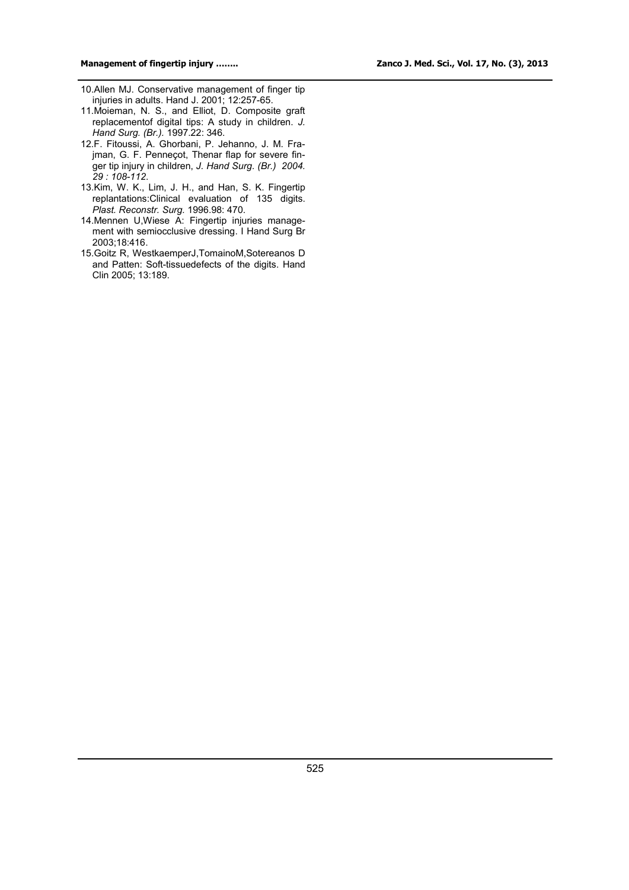10.Allen MJ. Conservative management of finger tip injuries in adults. Hand J. 2001; 12:257-65.

11.Moieman, N. S., and Elliot, D. Composite graft replacementof digital tips: A study in children. *J. Hand Surg. (Br.).* 1997.22: 346.

12.F. Fitoussi, A. Ghorbani, P. Jehanno, J. M. Frajman, G. F. Penneçot, Thenar flap for severe finger tip injury in children, *J. Hand Surg. (Br.) 2004. 29 : 108-112.*

13.Kim, W. K., Lim, J. H., and Han, S. K. Fingertip replantations:Clinical evaluation of 135 digits. *Plast. Reconstr. Surg.* 1996.98: 470.

14.Mennen U,Wiese A: Fingertip injuries management with semiocclusive dressing. I Hand Surg Br 2003;18:416.

15.Goitz R, WestkaemperJ,TomainoM,Sotereanos D and Patten: Soft-tissuedefects of the digits. Hand Clin 2005; 13:189.